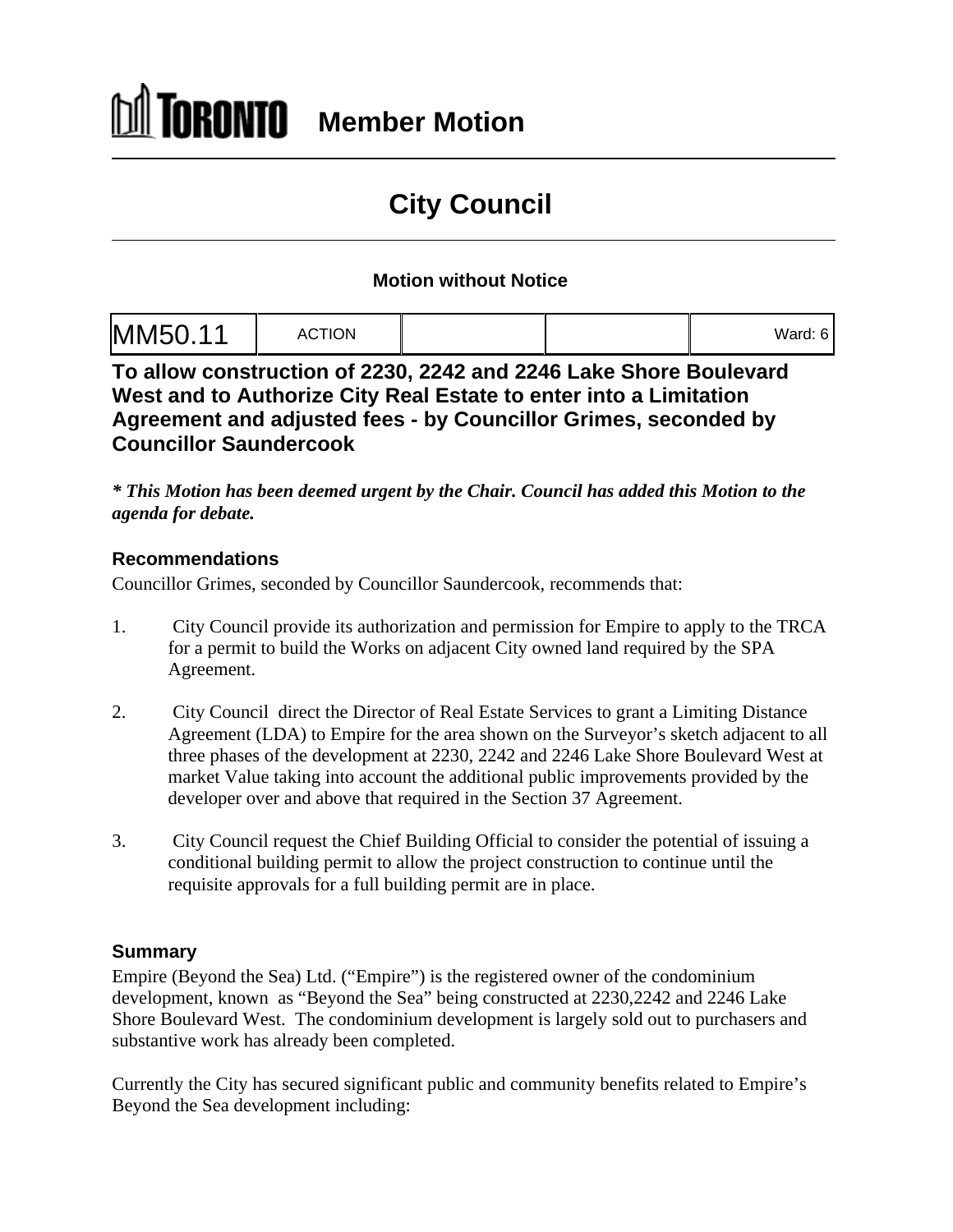# TORONTO Member Motion

## City Council

### Motion without Notice

| MM50.11 | ACTION | | | Ward: 6 |
|---|---|---|---|---|

## To allow construction of 2230, 2242 and 2246 Lake Shore Boulevard West and to Authorize City Real Estate to enter into a Limitation Agreement and adjusted fees - by Councillor Grimes, seconded by Councillor Saundercook

***\* This Motion has been deemed urgent by the Chair. Council has added this Motion to the agenda for debate.***

### Recommendations

Councillor Grimes, seconded by Councillor Saundercook, recommends that:

1. City Council provide its authorization and permission for Empire to apply to the TRCA for a permit to build the Works on adjacent City owned land required by the SPA Agreement.

2. City Council direct the Director of Real Estate Services to grant a Limiting Distance Agreement (LDA) to Empire for the area shown on the Surveyor's sketch adjacent to all three phases of the development at 2230, 2242 and 2246 Lake Shore Boulevard West at market Value taking into account the additional public improvements provided by the developer over and above that required in the Section 37 Agreement.

3. City Council request the Chief Building Official to consider the potential of issuing a conditional building permit to allow the project construction to continue until the requisite approvals for a full building permit are in place.

### Summary

Empire (Beyond the Sea) Ltd. ("Empire") is the registered owner of the condominium development, known as "Beyond the Sea" being constructed at 2230,2242 and 2246 Lake Shore Boulevard West. The condominium development is largely sold out to purchasers and substantive work has already been completed.

Currently the City has secured significant public and community benefits related to Empire's Beyond the Sea development including: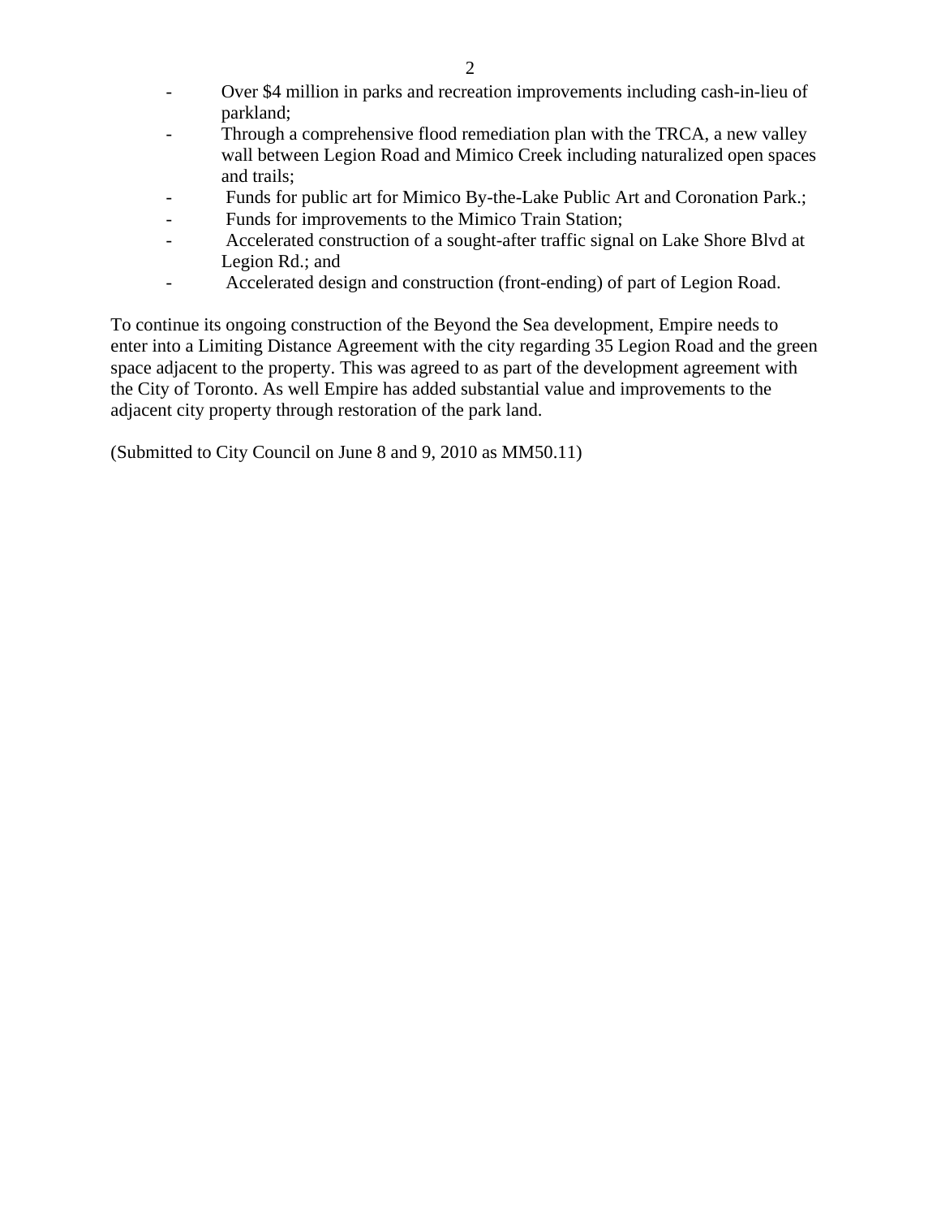- Over $4 million in parks and recreation improvements including cash-in-lieu of parkland;
- Through a comprehensive flood remediation plan with the TRCA, a new valley wall between Legion Road and Mimico Creek including naturalized open spaces and trails;
- Funds for public art for Mimico By-the-Lake Public Art and Coronation Park.;
- Funds for improvements to the Mimico Train Station;
- Accelerated construction of a sought-after traffic signal on Lake Shore Blvd at Legion Rd.; and
- Accelerated design and construction (front-ending) of part of Legion Road.

To continue its ongoing construction of the Beyond the Sea development, Empire needs to enter into a Limiting Distance Agreement with the city regarding 35 Legion Road and the green space adjacent to the property. This was agreed to as part of the development agreement with the City of Toronto. As well Empire has added substantial value and improvements to the adjacent city property through restoration of the park land.

(Submitted to City Council on June 8 and 9, 2010 as MM50.11)